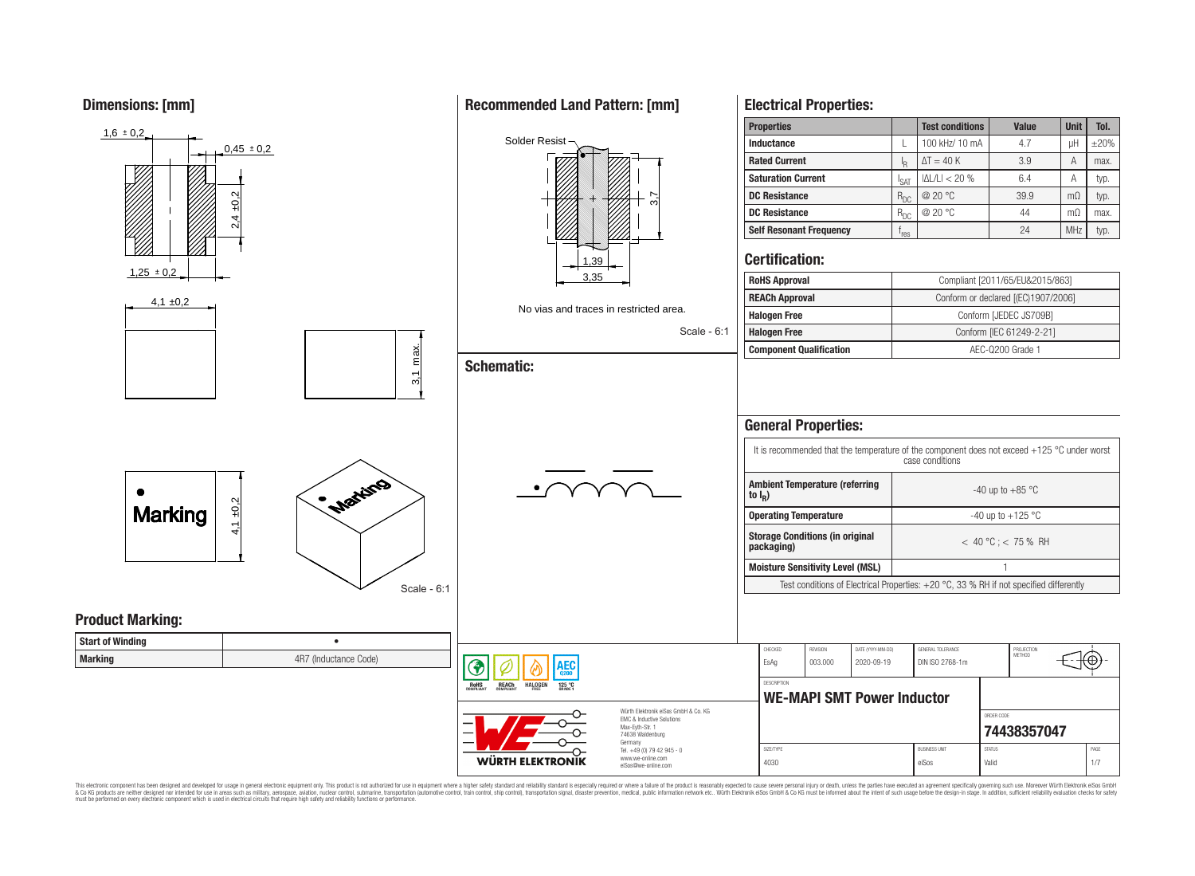## Dimensions: [mm]

1,6 ± 0,2

0,45 ± 0,2

2,4 ±0,2

1,25 ± 0,2

4,1 ±0,2

3,1 max.

Marking

4,1 ±0,2

Scale - 6:1

## Recommended Land Pattern: [mm]

Solder Resist

3,7

1,39

3,35

No vias and traces in restricted area.

Scale - 6:1

## Schematic:

## Electrical Properties:

| Properties | | Test conditions | Value | Unit | Tol. |
|---|---|---|---|---|---|
| Inductance | L | 100 kHz/ 10 mA | 4.7 | µH | ±20% |
| Rated Current | $I_R$ | $\Delta T = 40$ K | 3.9 | A | max. |
| Saturation Current | $I_{SAT}$ | $\lvert \Delta L/L \rvert < 20$ % | 6.4 | A | typ. |
| DC Resistance | $R_{DC}$ | @ 20 °C | 39.9 | mΩ | typ. |
| DC Resistance | $R_{DC}$ | @ 20 °C | 44 | mΩ | max. |
| Self Resonant Frequency | $f_{res}$ | | 24 | MHz | typ. |

## Certification:

| | |
|---|---|
| RoHS Approval | Compliant [2011/65/EU&2015/863] |
| REACh Approval | Conform or declared [(EC)1907/2006] |
| Halogen Free | Conform [JEDEC JS709B] |
| Halogen Free | Conform [IEC 61249-2-21] |
| Component Qualification | AEC-Q200 Grade 1 |

## General Properties:

It is recommended that the temperature of the component does not exceed +125 °C under worst case conditions

| | |
|---|---|
| Ambient Temperature (referring to $I_R$) | -40 up to +85 °C |
| Operating Temperature | -40 up to +125 °C |
| Storage Conditions (in original packaging) | < 40 °C ; < 75 % RH |
| Moisture Sensitivity Level (MSL) | 1 |

Test conditions of Electrical Properties: +20 °C, 33 % RH if not specified differently

## Product Marking:

| | |
|---|---|
| Start of Winding | • |
| Marking | 4R7 (Inductance Code) |

RoHS COMPLIANT | REACh COMPLIANT | HALOGEN FREE | 125 °C GRADE 1 | AEC Q200

WÜRTH ELEKTRONIK

Würth Elektronik eiSos GmbH & Co. KG
EMC & Inductive Solutions
Max-Eyth-Str. 1
74638 Waldenburg
Germany
Tel. +49 (0) 79 42 945 - 0
www.we-online.com
eiSos@we-online.com

| CHECKED | REVISION | DATE (YYYY-MM-DD) | GENERAL TOLERANCE | PROJECTION METHOD |
|---|---|---|---|---|
| EsAg | 003.000 | 2020-09-19 | DIN ISO 2768-1m | |

DESCRIPTION: **WE-MAPI SMT Power Inductor**

ORDER CODE: **74438357047**

| SIZE/TYPE | BUSINESS UNIT | STATUS |
|---|---|---|
| 4030 | eiSos | Valid |

This electronic component has been designed and developed for usage in general electronic equipment only. This product is not authorized for use in equipment where a higher safety standard and reliability standard is especially required or where a failure of the product is reasonably expected to cause severe personal injury or death, unless the parties have executed an agreement specifically governing such use. Moreover Würth Elektronik eiSos GmbH & Co KG products are neither designed nor intended for use in areas such as military, aerospace, aviation, nuclear control, submarine, transportation (automotive control, train control, ship control), transportation signal, disaster prevention, medical, public information network etc.. Würth Elektronik eiSos GmbH & Co KG must be informed about the intent of such usage before the design-in stage. In addition, sufficient reliability evaluation checks for safety must be performed on every electronic component which is used in electrical circuits that require high safety and reliability functions or performance.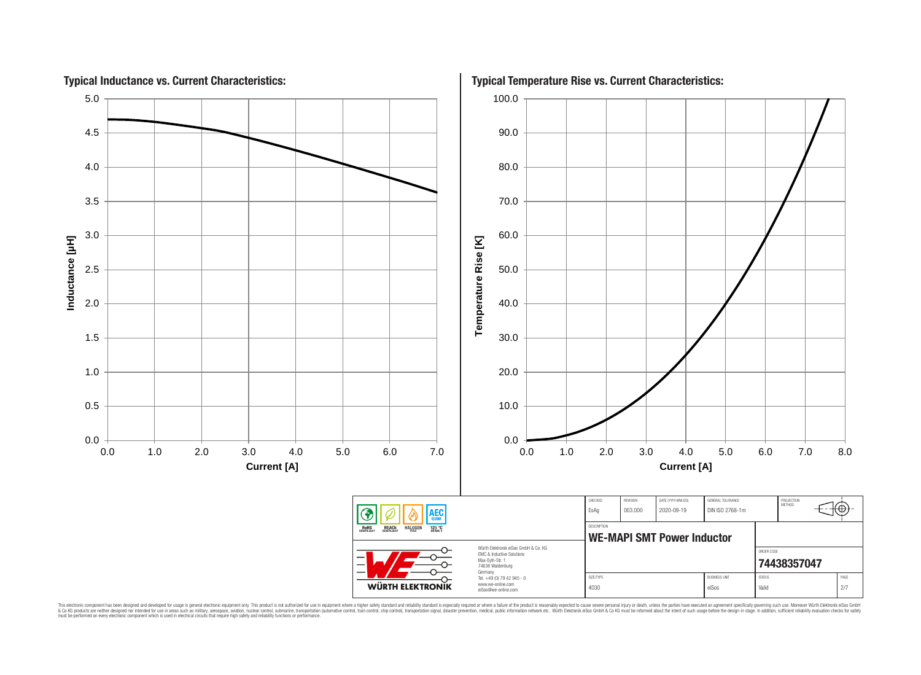## Typical Inductance vs. Current Characteristics:

Inductance [µH] (0.0 – 5.0) vs. Current [A] (0.0 – 7.0)

## Typical Temperature Rise vs. Current Characteristics:

Temperature Rise [K] (0.0 – 100.0) vs. Current [A] (0.0 – 8.0)

| CHECKED | REVISION | DATE (YYYY-MM-DD) | GENERAL TOLERANCE | PROJECTION METHOD |
|---|---|---|---|---|
| EsAg | 003.000 | 2020-09-19 | DIN ISO 2768-1m | |

RoHS COMPLIANT · REACh COMPLIANT · HALOGEN FREE · 125 °C GRADE 1 · AEC Q200

DESCRIPTION: **WE-MAPI SMT Power Inductor**

ORDER CODE: **74438357047**

| SIZE/TYPE | BUSINESS UNIT | STATUS | PAGE |
|---|---|---|---|
| 4030 | eiSos | Valid | 2/7 |

WÜRTH ELEKTRONIK

Würth Elektronik eiSos GmbH & Co. KG
EMC & Inductive Solutions
Max-Eyth-Str. 1
74638 Waldenburg
Germany
Tel. +49 (0) 79 42 945 - 0
www.we-online.com
eiSos@we-online.com

This electronic component has been designed and developed for usage in general electronic equipment only. This product is not authorized for use in equipment where a higher safety standard and reliability standard is especially required or where a failure of the product is reasonably expected to cause severe personal injury or death, unless the parties have executed an agreement specifically governing such use. Moreover Würth Elektronik eiSos GmbH & Co KG products are neither designed nor intended for use in areas such as military, aerospace, aviation, nuclear control, submarine, transportation (automotive control, train control, ship control), transportation signal, disaster prevention, medical, public information network etc.. Würth Elektronik eiSos GmbH & Co KG must be informed about the intent of such usage before the design-in stage. In addition, sufficient reliability evaluation checks for safety must be performed on every electronic component which is used in electrical circuits that require high safety and reliability functions or performance.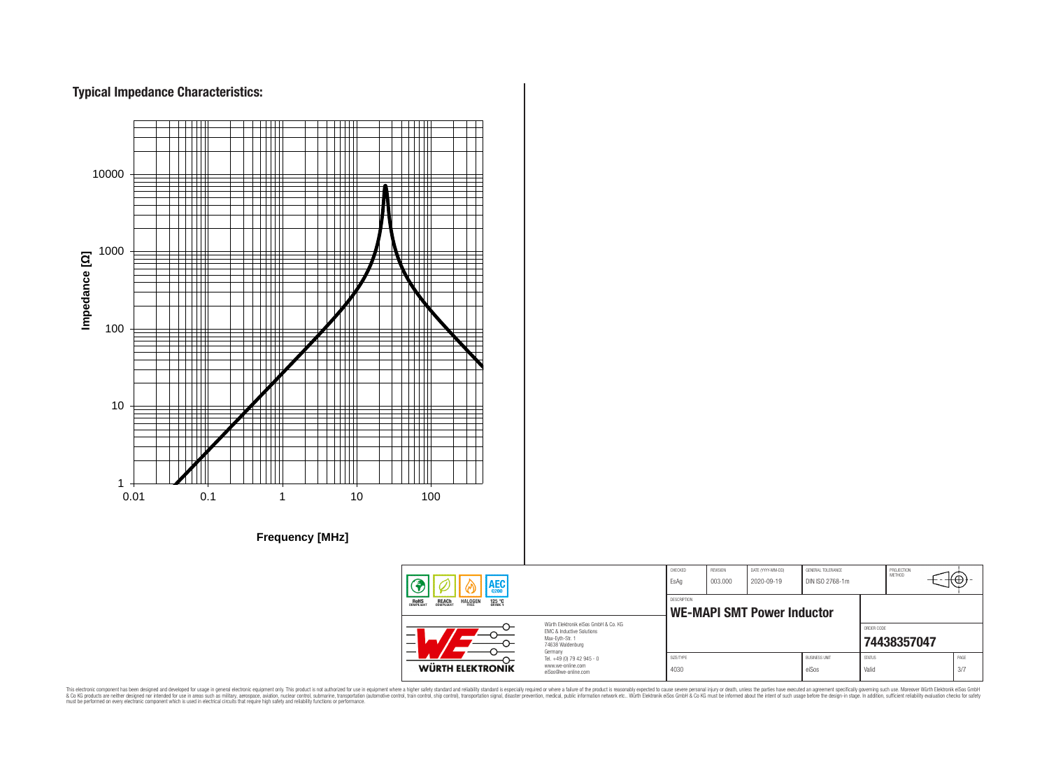## Typical Impedance Characteristics:

Impedance [Ω]

10000

1000

100

10

1

0.01 0.1 1 10 100

Frequency [MHz]

| CHECKED | REVISION | DATE (YYYY-MM-DD) | GENERAL TOLERANCE | PROJECTION METHOD |
|---|---|---|---|---|
| EsAg | 003.000 | 2020-09-19 | DIN ISO 2768-1m | |

DESCRIPTION

**WE-MAPI SMT Power Inductor**

ORDER CODE

**74438357047**

| SIZE/TYPE | BUSINESS UNIT | STATUS | PAGE |
|---|---|---|---|
| 4030 | eiSos | Valid | 3/7 |

RoHS COMPLIANT | REACh COMPLIANT | HALOGEN FREE | AEC Q200 125 °C GRADE 1

Würth Elektronik eiSos GmbH & Co. KG
EMC & Inductive Solutions
Max-Eyth-Str. 1
74638 Waldenburg
Germany
Tel. +49 (0) 79 42 945 - 0
www.we-online.com
eiSos@we-online.com

WÜRTH ELEKTRONIK

This electronic component has been designed and developed for usage in general electronic equipment only. This product is not authorized for use in equipment where a higher safety standard and reliability standard is especially required or where a failure of the product is reasonably expected to cause severe personal injury or death, unless the parties have executed an agreement specifically governing such use. Moreover Würth Elektronik eiSos GmbH & Co KG products are neither designed nor intended for use in areas such as military, aerospace, aviation, nuclear control, submarine, transportation (automotive control, train control, ship control), transportation signal, disaster prevention, medical, public information network etc.. Würth Elektronik eiSos GmbH & Co KG must be informed about the intent of such usage before the design-in stage. In addition, sufficient reliability evaluation checks for safety must be performed on every electronic component which is used in electrical circuits that require high safety and reliability functions or performance.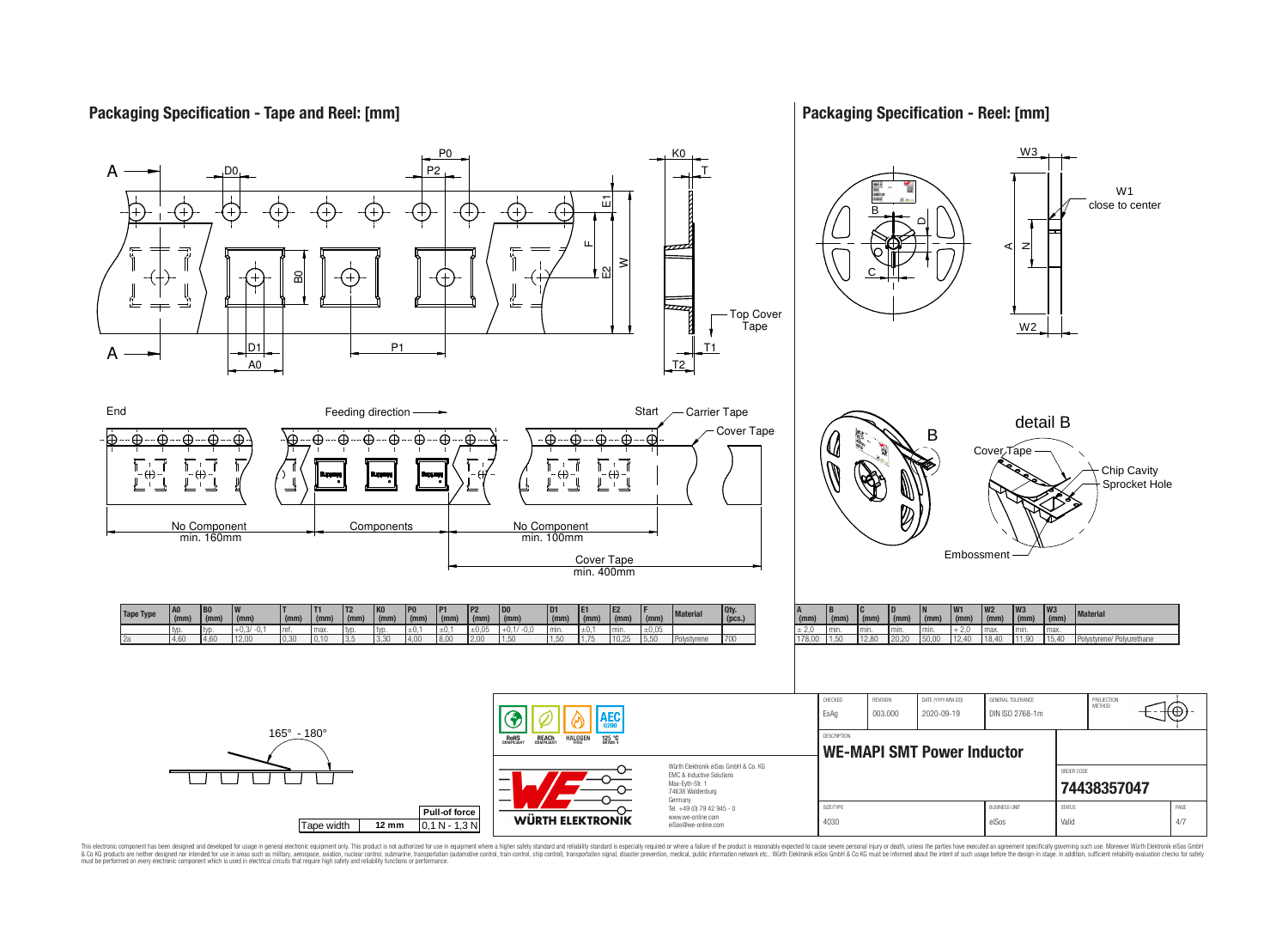## Packaging Specification - Tape and Reel: [mm]

A — D0 — P0 — P2 — K0 — T — E1 — F — E2 — W — B0 — Top Cover Tape — D1 — A0 — P1 — T1 — T2

End — Feeding direction — Start — Carrier Tape — Cover Tape

No Component min. 160mm — Components — No Component min. 100mm — Cover Tape min. 400mm

| Tape Type | A0 (mm) | B0 (mm) | W (mm) | T (mm) | T1 (mm) | T2 (mm) | K0 (mm) | P0 (mm) | P1 (mm) | P2 (mm) | D0 (mm) | D1 (mm) | E1 (mm) | E2 (mm) | F (mm) | Material | Qty. (pcs.) |
|---|---|---|---|---|---|---|---|---|---|---|---|---|---|---|---|---|---|
| | typ. | typ. | +0,3/ -0,1 | ref. | max. | typ. | typ. | ±0,1 | ±0,1 | ±0,05 | +0,1/ -0,0 | min. | ±0,1 | min. | ±0,05 | | |
| 2a | 4,60 | 4,60 | 12,00 | 0,30 | 0,10 | 3,5 | 3,30 | 4,00 | 8,00 | 2,00 | 1,50 | 1,50 | 1,75 | 10,25 | 5,50 | Polystyrene | 700 |

165° - 180°

| Tape width | Pull-of force |
|---|---|
| 12 mm | 0,1 N - 1,3 N |

## Packaging Specification - Reel: [mm]

W3 — W1 close to center — B — D — A — N — C — W2

detail B — Cover Tape — Chip Cavity — Sprocket Hole — Embossment

| A (mm) | B (mm) | C (mm) | D (mm) | N (mm) | W1 (mm) | W2 (mm) | W3 (mm) | W3 (mm) | Material |
|---|---|---|---|---|---|---|---|---|---|
| ± 2,0 | min. | min. | min. | min. | + 2,0 | max. | min. | max. | |
| 178,00 | 1,50 | 12,80 | 20,20 | 50,00 | 12,40 | 18,40 | 11,90 | 15,40 | Polystyrene/ Polyurethane |

RoHS COMPLIANT — REACh COMPLIANT — HALOGEN FREE — AEC Q200 — 125 °C GRADE 1

WÜRTH ELEKTRONIK

Würth Elektronik eiSos GmbH & Co. KG
EMC & Inductive Solutions
Max-Eyth-Str. 1
74638 Waldenburg
Germany
Tel. +49 (0) 79 42 945 - 0
www.we-online.com
eiSos@we-online.com

| CHECKED | REVISION | DATE (YYYY-MM-DD) | GENERAL TOLERANCE | PROJECTION METHOD |
|---|---|---|---|---|
| EsAg | 003.000 | 2020-09-19 | DIN ISO 2768-1m | |

DESCRIPTION: **WE-MAPI SMT Power Inductor**

ORDER CODE: **74438357047**

| SIZE/TYPE | BUSINESS UNIT | STATUS | PAGE |
|---|---|---|---|
| 4030 | eiSos | Valid | 4/7 |

This electronic component has been designed and developed for usage in general electronic equipment only. This product is not authorized for use in equipment where a higher safety standard and reliability standard is especially required or where a failure of the product is reasonably expected to cause severe personal injury or death, unless the parties have executed an agreement specifically governing such use. Moreover Würth Elektronik eiSos GmbH & Co KG products are neither designed nor intended for use in areas such as military, aerospace, aviation, nuclear control, submarine, transportation (automotive control, train control, ship control), transportation signal, disaster prevention, medical, public information network etc.. Würth Elektronik eiSos GmbH & Co KG must be informed about the intent of such usage before the design-in stage. In addition, sufficient reliability evaluation checks for safety must be performed on every electronic component which is used in electrical circuits that require high safety and reliability functions or performance.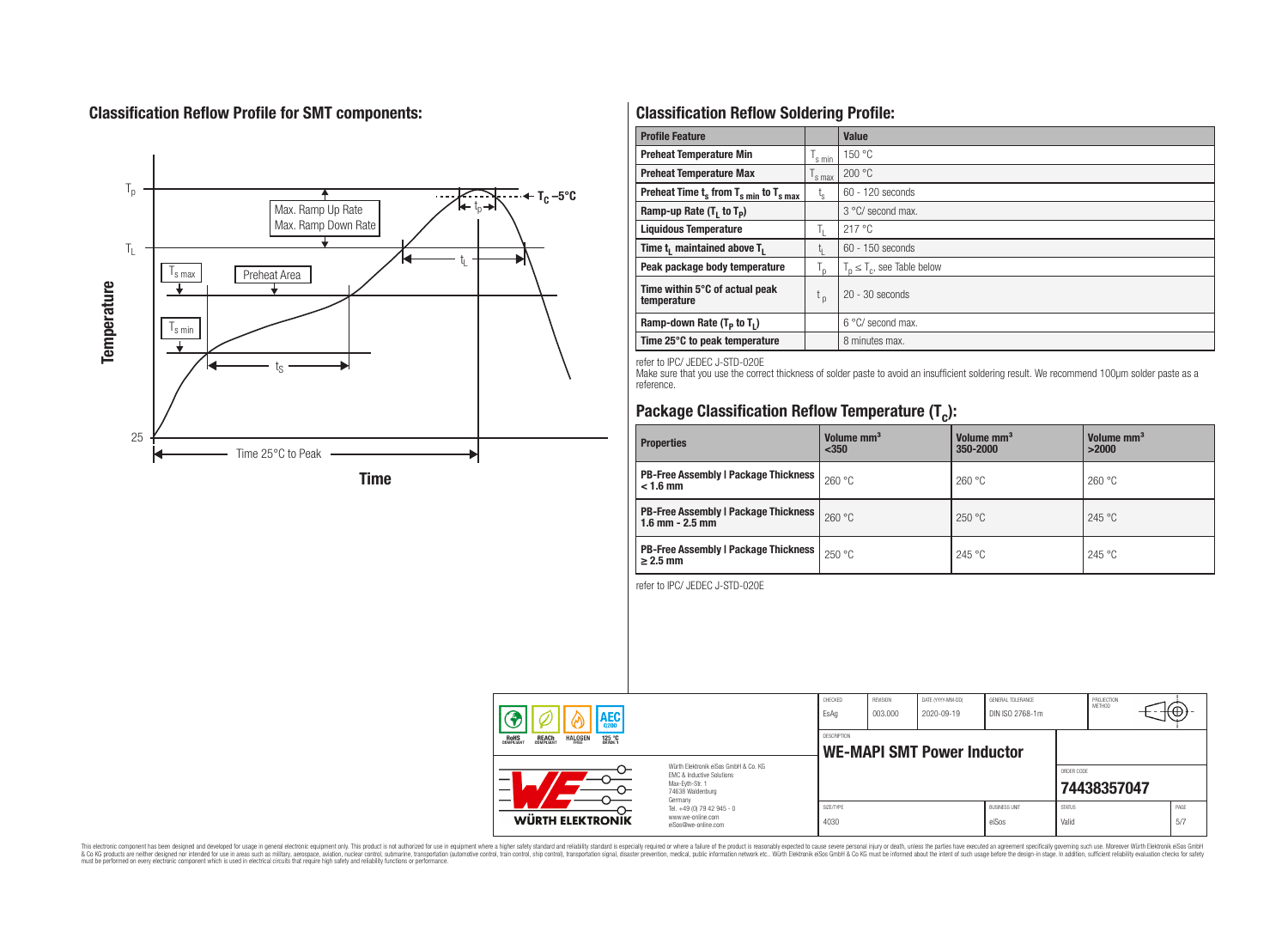## Classification Reflow Profile for SMT components:

## Classification Reflow Soldering Profile:

| Profile Feature | | Value |
|---|---|---|
| Preheat Temperature Min | $T_{s\,min}$ | 150 °C |
| Preheat Temperature Max | $T_{s\,max}$ | 200 °C |
| Preheat Time $t_s$ from $T_{s\,min}$ to $T_{s\,max}$ | $t_s$ | 60 - 120 seconds |
| Ramp-up Rate ($T_L$ to $T_P$) | | 3 °C/ second max. |
| Liquidous Temperature | $T_L$ | 217 °C |
| Time $t_L$ maintained above $T_L$ | $t_L$ | 60 - 150 seconds |
| Peak package body temperature | $T_p$ | $T_p \leq T_c$, see Table below |
| Time within 5°C of actual peak temperature | $t_p$ | 20 - 30 seconds |
| Ramp-down Rate ($T_P$ to $T_L$) | | 6 °C/ second max. |
| Time 25°C to peak temperature | | 8 minutes max. |

refer to IPC/ JEDEC J-STD-020E

Make sure that you use the correct thickness of solder paste to avoid an insufficient soldering result. We recommend 100µm solder paste as a reference.

## Package Classification Reflow Temperature ($T_c$):

| Properties | Volume mm³ <350 | Volume mm³ 350-2000 | Volume mm³ >2000 |
|---|---|---|---|
| PB-Free Assembly \| Package Thickness < 1.6 mm | 260 °C | 260 °C | 260 °C |
| PB-Free Assembly \| Package Thickness 1.6 mm - 2.5 mm | 260 °C | 250 °C | 245 °C |
| PB-Free Assembly \| Package Thickness ≥ 2.5 mm | 250 °C | 245 °C | 245 °C |

refer to IPC/ JEDEC J-STD-020E

| CHECKED | REVISION | DATE (YYYY-MM-DD) | GENERAL TOLERANCE | PROJECTION METHOD |
|---|---|---|---|---|
| EsAg | 003.000 | 2020-09-19 | DIN ISO 2768-1m | |

DESCRIPTION: **WE-MAPI SMT Power Inductor**

ORDER CODE: **74438357047**

| SIZE/TYPE | BUSINESS UNIT | STATUS | PAGE |
|---|---|---|---|
| 4030 | eiSos | Valid | 5/7 |

Würth Elektronik eiSos GmbH & Co. KG
EMC & Inductive Solutions
Max-Eyth-Str. 1
74638 Waldenburg
Germany
Tel. +49 (0) 79 42 945 - 0
www.we-online.com
eiSos@we-online.com

This electronic component has been designed and developed for usage in general electronic equipment only. This product is not authorized for use in equipment where a higher safety standard and reliability standard is especially required or where a failure of the product is reasonably expected to cause severe personal injury or death, unless the parties have executed an agreement specifically governing such use. Moreover Würth Elektronik eiSos GmbH & Co KG products are neither designed nor intended for use in areas such as military, aerospace, aviation, nuclear control, submarine, transportation (automotive control, train control, ship control), transportation signal, disaster prevention, medical, public information network etc.. Würth Elektronik eiSos GmbH & Co KG must be informed about the intent of such usage before the design-in stage. In addition, sufficient reliability evaluation checks for safety must be performed on every electronic component which is used in electrical circuits that require high safety and reliability functions or performance.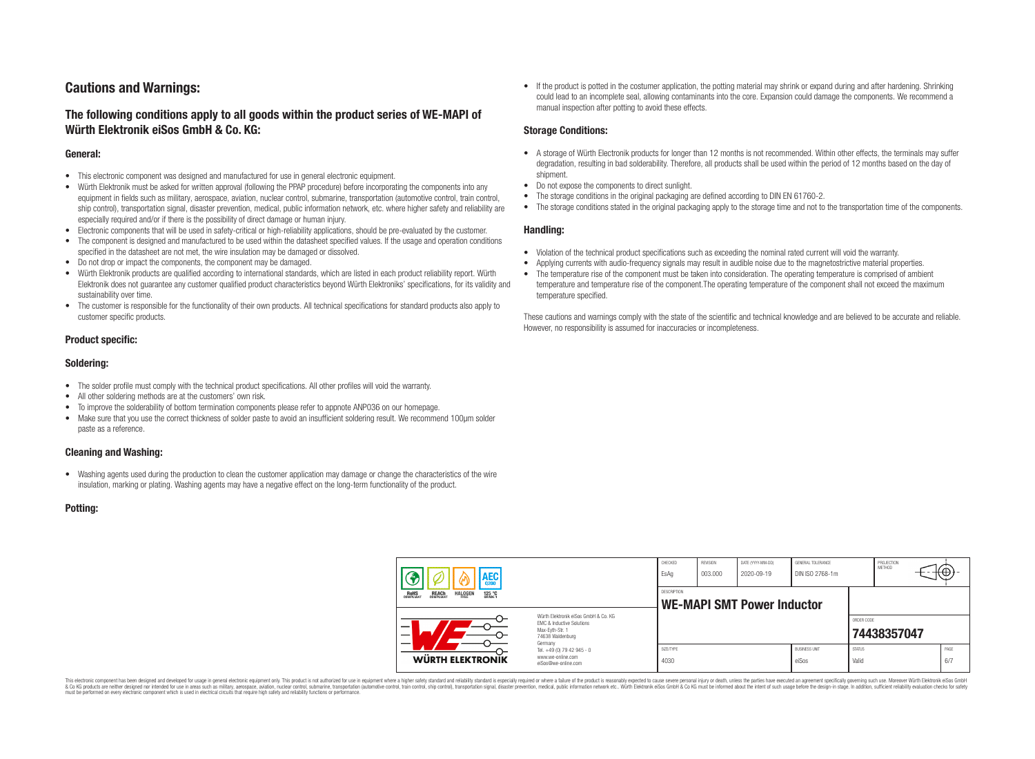# Cautions and Warnings:

## The following conditions apply to all goods within the product series of WE-MAPI of Würth Elektronik eiSos GmbH & Co. KG:

### General:

- This electronic component was designed and manufactured for use in general electronic equipment.
- Würth Elektronik must be asked for written approval (following the PPAP procedure) before incorporating the components into any equipment in fields such as military, aerospace, aviation, nuclear control, submarine, transportation (automotive control, train control, ship control), transportation signal, disaster prevention, medical, public information network, etc. where higher safety and reliability are especially required and/or if there is the possibility of direct damage or human injury.
- Electronic components that will be used in safety-critical or high-reliability applications, should be pre-evaluated by the customer.
- The component is designed and manufactured to be used within the datasheet specified values. If the usage and operation conditions specified in the datasheet are not met, the wire insulation may be damaged or dissolved.
- Do not drop or impact the components, the component may be damaged.
- Würth Elektronik products are qualified according to international standards, which are listed in each product reliability report. Würth Elektronik does not guarantee any customer qualified product characteristics beyond Würth Elektroniks' specifications, for its validity and sustainability over time.
- The customer is responsible for the functionality of their own products. All technical specifications for standard products also apply to customer specific products.

### Product specific:

### Soldering:

- The solder profile must comply with the technical product specifications. All other profiles will void the warranty.
- All other soldering methods are at the customers' own risk.
- To improve the solderability of bottom termination components please refer to appnote ANP036 on our homepage.
- Make sure that you use the correct thickness of solder paste to avoid an insufficient soldering result. We recommend 100µm solder paste as a reference.

### Cleaning and Washing:

- Washing agents used during the production to clean the customer application may damage or change the characteristics of the wire insulation, marking or plating. Washing agents may have a negative effect on the long-term functionality of the product.

### Potting:

- If the product is potted in the costumer application, the potting material may shrink or expand during and after hardening. Shrinking could lead to an incomplete seal, allowing contaminants into the core. Expansion could damage the components. We recommend a manual inspection after potting to avoid these effects.

### Storage Conditions:

- A storage of Würth Electronik products for longer than 12 months is not recommended. Within other effects, the terminals may suffer degradation, resulting in bad solderability. Therefore, all products shall be used within the period of 12 months based on the day of shipment.
- Do not expose the components to direct sunlight.
- The storage conditions in the original packaging are defined according to DIN EN 61760-2.
- The storage conditions stated in the original packaging apply to the storage time and not to the transportation time of the components.

### Handling:

- Violation of the technical product specifications such as exceeding the nominal rated current will void the warranty.
- Applying currents with audio-frequency signals may result in audible noise due to the magnetostrictive material properties.
- The temperature rise of the component must be taken into consideration. The operating temperature is comprised of ambient temperature and temperature rise of the component.The operating temperature of the component shall not exceed the maximum temperature specified.

These cautions and warnings comply with the state of the scientific and technical knowledge and are believed to be accurate and reliable. However, no responsibility is assumed for inaccuracies or incompleteness.

| CHECKED | REVISION | DATE (YYYY-MM-DD) | GENERAL TOLERANCE | PROJECTION METHOD |
|---|---|---|---|---|
| EsAg | 003.000 | 2020-09-19 | DIN ISO 2768-1m | |

DESCRIPTION: **WE-MAPI SMT Power Inductor**

ORDER CODE: **74438357047**

| SIZE/TYPE | BUSINESS UNIT | STATUS | PAGE |
|---|---|---|---|
| 4030 | eiSos | Valid | 6/7 |

Würth Elektronik eiSos GmbH & Co. KG
EMC & Inductive Solutions
Max-Eyth-Str. 1
74638 Waldenburg
Germany
Tel. +49 (0) 79 42 945 - 0
www.we-online.com
eiSos@we-online.com

This electronic component has been designed and developed for usage in general electronic equipment only. This product is not authorized for use in equipment where a higher safety standard and reliability standard is especially required or where a failure of the product is reasonably expected to cause severe personal injury or death, unless the parties have executed an agreement specifically governing such use. Moreover Würth Elektronik eiSos GmbH & Co KG products are neither designed nor intended for use in areas such as military, aerospace, aviation, nuclear control, submarine, transportation (automotive control, train control, ship control), transportation signal, disaster prevention, medical, public information network etc.. Würth Elektronik eiSos GmbH & Co KG must be informed about the intent of such usage before the design-in stage. In addition, sufficient reliability evaluation checks for safety must be performed on every electronic component which is used in electrical circuits that require high safety and reliability functions or performance.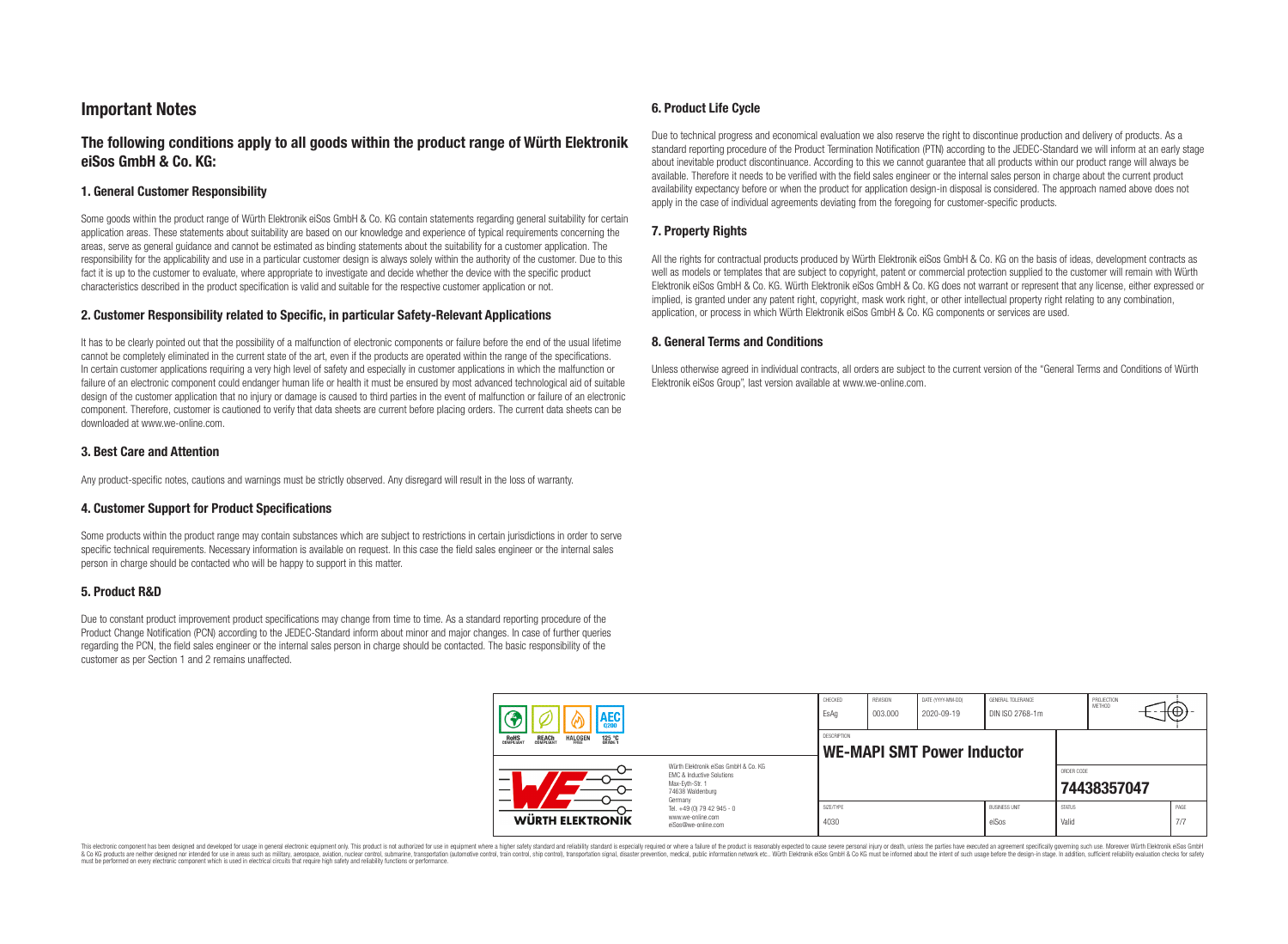# Important Notes

## The following conditions apply to all goods within the product range of Würth Elektronik eiSos GmbH & Co. KG:

### 1. General Customer Responsibility

Some goods within the product range of Würth Elektronik eiSos GmbH & Co. KG contain statements regarding general suitability for certain application areas. These statements about suitability are based on our knowledge and experience of typical requirements concerning the areas, serve as general guidance and cannot be estimated as binding statements about the suitability for a customer application. The responsibility for the applicability and use in a particular customer design is always solely within the authority of the customer. Due to this fact it is up to the customer to evaluate, where appropriate to investigate and decide whether the device with the specific product characteristics described in the product specification is valid and suitable for the respective customer application or not.

### 2. Customer Responsibility related to Specific, in particular Safety-Relevant Applications

It has to be clearly pointed out that the possibility of a malfunction of electronic components or failure before the end of the usual lifetime cannot be completely eliminated in the current state of the art, even if the products are operated within the range of the specifications. In certain customer applications requiring a very high level of safety and especially in customer applications in which the malfunction or failure of an electronic component could endanger human life or health it must be ensured by most advanced technological aid of suitable design of the customer application that no injury or damage is caused to third parties in the event of malfunction or failure of an electronic component. Therefore, customer is cautioned to verify that data sheets are current before placing orders. The current data sheets can be downloaded at www.we-online.com.

### 3. Best Care and Attention

Any product-specific notes, cautions and warnings must be strictly observed. Any disregard will result in the loss of warranty.

### 4. Customer Support for Product Specifications

Some products within the product range may contain substances which are subject to restrictions in certain jurisdictions in order to serve specific technical requirements. Necessary information is available on request. In this case the field sales engineer or the internal sales person in charge should be contacted who will be happy to support in this matter.

### 5. Product R&D

Due to constant product improvement product specifications may change from time to time. As a standard reporting procedure of the Product Change Notification (PCN) according to the JEDEC-Standard inform about minor and major changes. In case of further queries regarding the PCN, the field sales engineer or the internal sales person in charge should be contacted. The basic responsibility of the customer as per Section 1 and 2 remains unaffected.

### 6. Product Life Cycle

Due to technical progress and economical evaluation we also reserve the right to discontinue production and delivery of products. As a standard reporting procedure of the Product Termination Notification (PTN) according to the JEDEC-Standard we will inform at an early stage about inevitable product discontinuance. According to this we cannot guarantee that all products within our product range will always be available. Therefore it needs to be verified with the field sales engineer or the internal sales person in charge about the current product availability expectancy before or when the product for application design-in disposal is considered. The approach named above does not apply in the case of individual agreements deviating from the foregoing for customer-specific products.

### 7. Property Rights

All the rights for contractual products produced by Würth Elektronik eiSos GmbH & Co. KG on the basis of ideas, development contracts as well as models or templates that are subject to copyright, patent or commercial protection supplied to the customer will remain with Würth Elektronik eiSos GmbH & Co. KG. Würth Elektronik eiSos GmbH & Co. KG does not warrant or represent that any license, either expressed or implied, is granted under any patent right, copyright, mask work right, or other intellectual property right relating to any combination, application, or process in which Würth Elektronik eiSos GmbH & Co. KG components or services are used.

### 8. General Terms and Conditions

Unless otherwise agreed in individual contracts, all orders are subject to the current version of the "General Terms and Conditions of Würth Elektronik eiSos Group", last version available at www.we-online.com.

| | | | | | | |
|---|---|---|---|---|---|---|
| RoHS COMPLIANT, REACh COMPLIANT, HALOGEN FREE, AEC-Q200 125 °C GRADE 1 | CHECKED: EsAg | REVISION: 003.000 | DATE (YYYY-MM-DD): 2020-09-19 | GENERAL TOLERANCE: DIN ISO 2768-1m | | PROJECTION METHOD |
| | DESCRIPTION: **WE-MAPI SMT Power Inductor** | | | | | |
| WÜRTH ELEKTRONIK — Würth Elektronik eiSos GmbH & Co. KG, EMC & Inductive Solutions, Max-Eyth-Str. 1, 74638 Waldenburg, Germany, Tel. +49 (0) 79 42 945 - 0, www.we-online.com, eiSos@we-online.com | | | | | ORDER CODE: **74438357047** | |
| | SIZE/TYPE: 4030 | | | BUSINESS UNIT: eiSos | STATUS: Valid | PAGE: 7/7 |

This electronic component has been designed and developed for usage in general electronic equipment only. This product is not authorized for use in equipment where a higher safety standard and reliability standard is especially required or where a failure of the product is reasonably expected to cause severe personal injury or death, unless the parties have executed an agreement specifically governing such use. Moreover Würth Elektronik eiSos GmbH & Co KG products are neither designed nor intended for use in areas such as military, aerospace, aviation, nuclear control, submarine, transportation (automotive control, train control, ship control), transportation signal, disaster prevention, medical, public information network etc.. Würth Elektronik eiSos GmbH & Co KG must be informed about the intent of such usage before the design-in stage. In addition, sufficient reliability evaluation checks for safety must be performed on every electronic component which is used in electrical circuits that require high safety and reliability functions or performance.